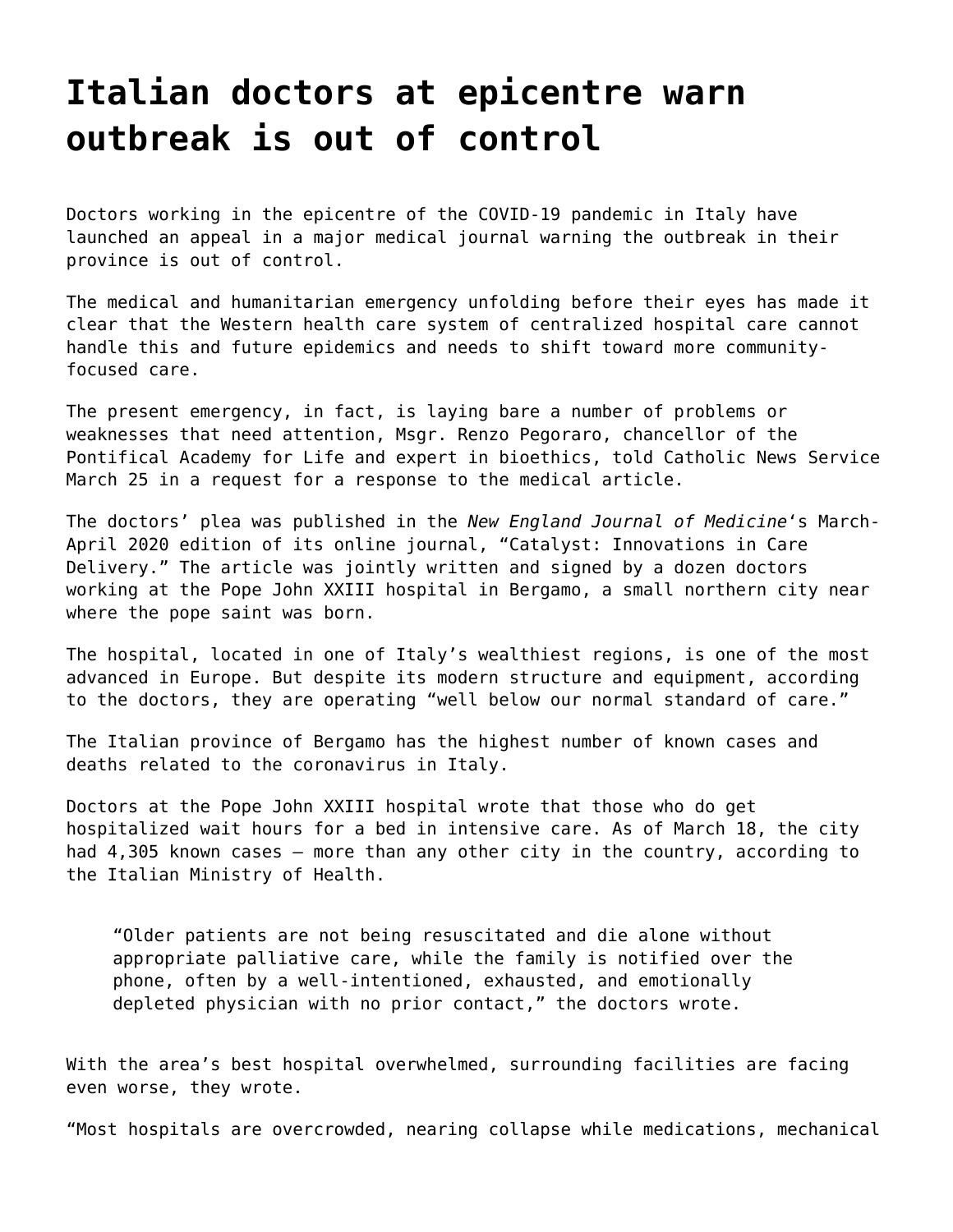# Italian doctors at epicentre warn outbreak is out of control

Doctors working in the epicentre of the COVID-19 pandemic in Italy have launched an appeal in a major medical journal warning the outbreak in their province is out of control.

The medical and humanitarian emergency unfolding before their eyes has made it clear that the Western health care system of centralized hospital care cannot handle this and future epidemics and needs to shift toward more community-focused care.

The present emergency, in fact, is laying bare a number of problems or weaknesses that need attention, Msgr. Renzo Pegoraro, chancellor of the Pontifical Academy for Life and expert in bioethics, told Catholic News Service March 25 in a request for a response to the medical article.

The doctors' plea was published in the *New England Journal of Medicine*'s March-April 2020 edition of its online journal, "Catalyst: Innovations in Care Delivery." The article was jointly written and signed by a dozen doctors working at the Pope John XXIII hospital in Bergamo, a small northern city near where the pope saint was born.

The hospital, located in one of Italy's wealthiest regions, is one of the most advanced in Europe. But despite its modern structure and equipment, according to the doctors, they are operating "well below our normal standard of care."

The Italian province of Bergamo has the highest number of known cases and deaths related to the coronavirus in Italy.

Doctors at the Pope John XXIII hospital wrote that those who do get hospitalized wait hours for a bed in intensive care. As of March 18, the city had 4,305 known cases — more than any other city in the country, according to the Italian Ministry of Health.

> "Older patients are not being resuscitated and die alone without appropriate palliative care, while the family is notified over the phone, often by a well-intentioned, exhausted, and emotionally depleted physician with no prior contact," the doctors wrote.

With the area's best hospital overwhelmed, surrounding facilities are facing even worse, they wrote.

"Most hospitals are overcrowded, nearing collapse while medications, mechanical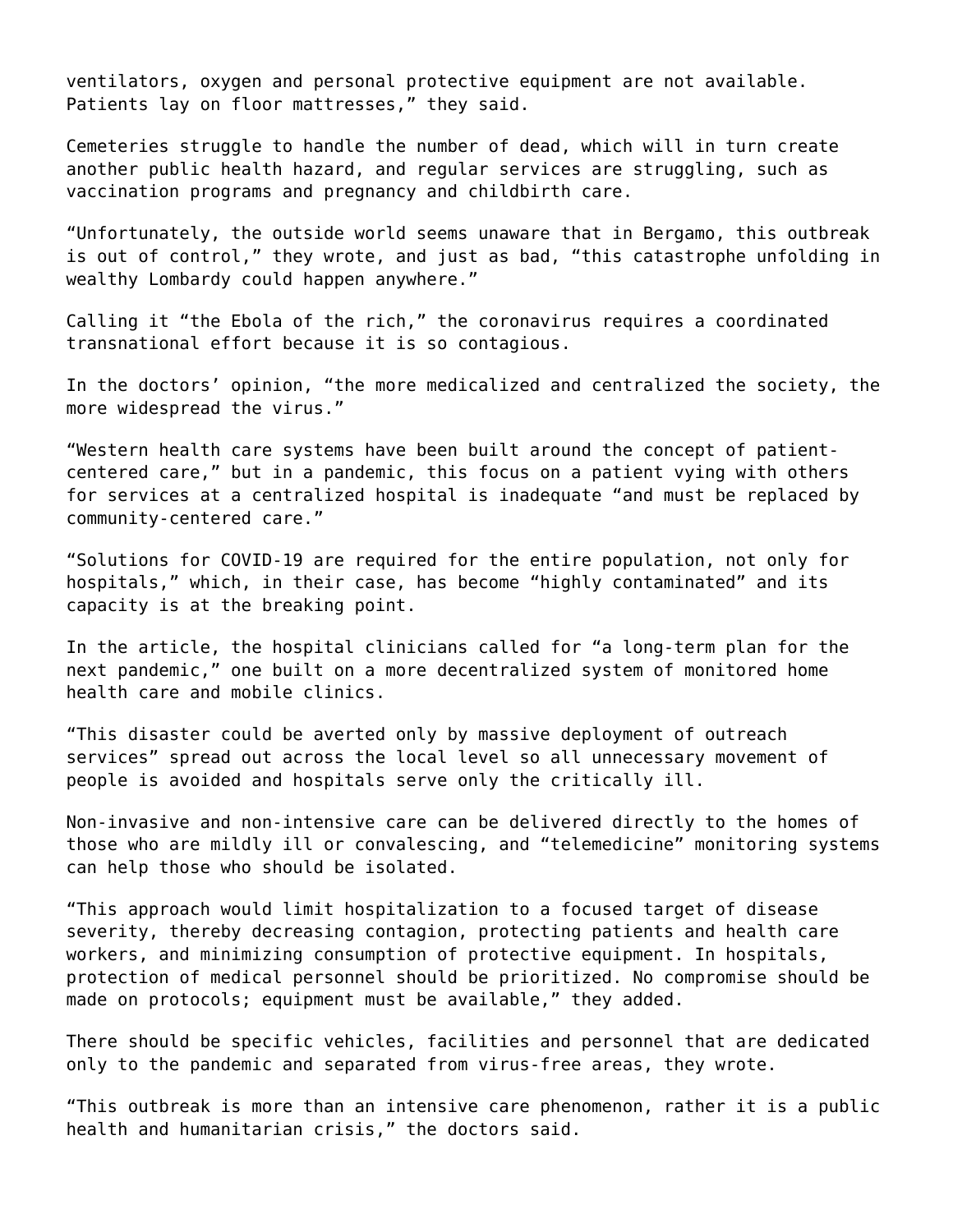ventilators, oxygen and personal protective equipment are not available. Patients lay on floor mattresses," they said.

Cemeteries struggle to handle the number of dead, which will in turn create another public health hazard, and regular services are struggling, such as vaccination programs and pregnancy and childbirth care.

"Unfortunately, the outside world seems unaware that in Bergamo, this outbreak is out of control," they wrote, and just as bad, "this catastrophe unfolding in wealthy Lombardy could happen anywhere."

Calling it "the Ebola of the rich," the coronavirus requires a coordinated transnational effort because it is so contagious.

In the doctors' opinion, "the more medicalized and centralized the society, the more widespread the virus."

"Western health care systems have been built around the concept of patient-centered care," but in a pandemic, this focus on a patient vying with others for services at a centralized hospital is inadequate "and must be replaced by community-centered care."

"Solutions for COVID-19 are required for the entire population, not only for hospitals," which, in their case, has become "highly contaminated" and its capacity is at the breaking point.

In the article, the hospital clinicians called for "a long-term plan for the next pandemic," one built on a more decentralized system of monitored home health care and mobile clinics.

"This disaster could be averted only by massive deployment of outreach services" spread out across the local level so all unnecessary movement of people is avoided and hospitals serve only the critically ill.

Non-invasive and non-intensive care can be delivered directly to the homes of those who are mildly ill or convalescing, and "telemedicine" monitoring systems can help those who should be isolated.

"This approach would limit hospitalization to a focused target of disease severity, thereby decreasing contagion, protecting patients and health care workers, and minimizing consumption of protective equipment. In hospitals, protection of medical personnel should be prioritized. No compromise should be made on protocols; equipment must be available," they added.

There should be specific vehicles, facilities and personnel that are dedicated only to the pandemic and separated from virus-free areas, they wrote.

"This outbreak is more than an intensive care phenomenon, rather it is a public health and humanitarian crisis," the doctors said.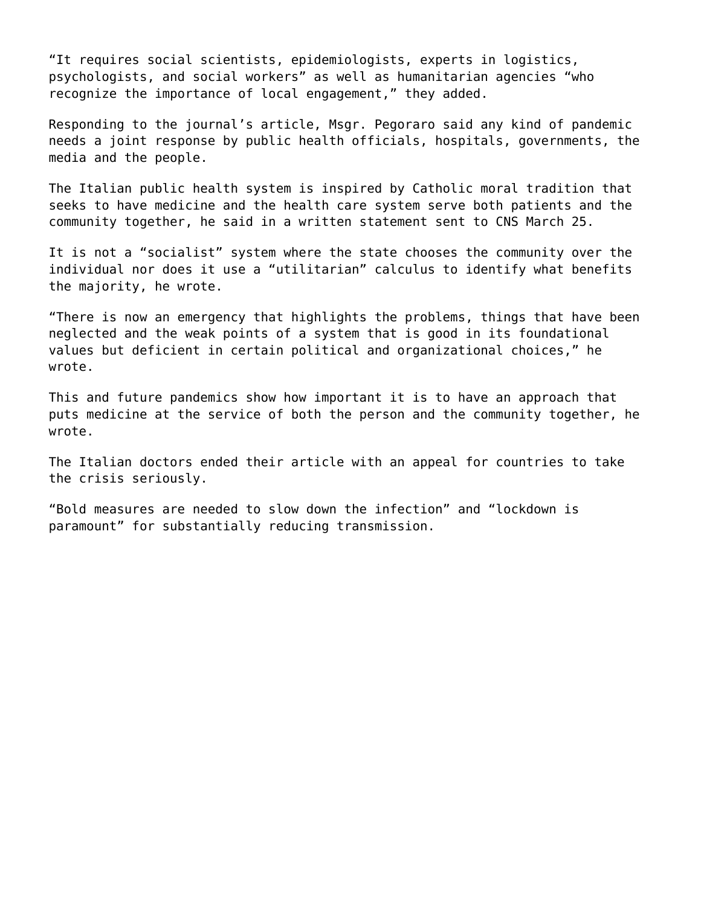"It requires social scientists, epidemiologists, experts in logistics, psychologists, and social workers" as well as humanitarian agencies "who recognize the importance of local engagement," they added.

Responding to the journal's article, Msgr. Pegoraro said any kind of pandemic needs a joint response by public health officials, hospitals, governments, the media and the people.

The Italian public health system is inspired by Catholic moral tradition that seeks to have medicine and the health care system serve both patients and the community together, he said in a written statement sent to CNS March 25.

It is not a "socialist" system where the state chooses the community over the individual nor does it use a "utilitarian" calculus to identify what benefits the majority, he wrote.

"There is now an emergency that highlights the problems, things that have been neglected and the weak points of a system that is good in its foundational values but deficient in certain political and organizational choices," he wrote.

This and future pandemics show how important it is to have an approach that puts medicine at the service of both the person and the community together, he wrote.

The Italian doctors ended their article with an appeal for countries to take the crisis seriously.

"Bold measures are needed to slow down the infection" and "lockdown is paramount" for substantially reducing transmission.